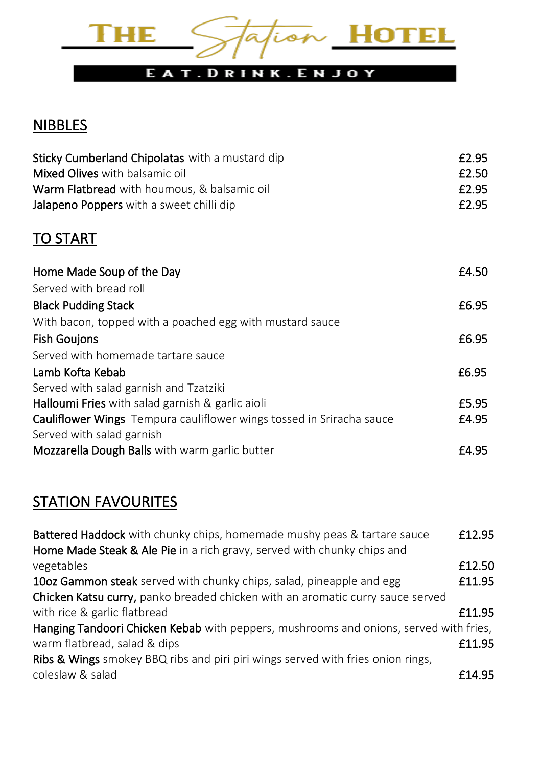# THE Station HOTEL

EAT.DRINK.ENJOY

## NIBBLES

**Sticky Cumberland Chipolatas** with a mustard dip £2.95
**Mixed Olives** with balsamic oil £2.50
**Warm Flatbread** with houmous, & balsamic oil £2.95
**Jalapeno Poppers** with a sweet chilli dip £2.95

## TO START

**Home Made Soup of the Day** £4.50
Served with bread roll
**Black Pudding Stack** £6.95
With bacon, topped with a poached egg with mustard sauce
**Fish Goujons** £6.95
Served with homemade tartare sauce
**Lamb Kofta Kebab** £6.95
Served with salad garnish and Tzatziki
**Halloumi Fries** with salad garnish & garlic aioli £5.95
**Cauliflower Wings** Tempura cauliflower wings tossed in Sriracha sauce £4.95
Served with salad garnish
**Mozzarella Dough Balls** with warm garlic butter £4.95

## STATION FAVOURITES

**Battered Haddock** with chunky chips, homemade mushy peas & tartare sauce £12.95
**Home Made Steak & Ale Pie** in a rich gravy, served with chunky chips and vegetables £12.50
**10oz Gammon steak** served with chunky chips, salad, pineapple and egg £11.95
**Chicken Katsu curry,** panko breaded chicken with an aromatic curry sauce served with rice & garlic flatbread £11.95
**Hanging Tandoori Chicken Kebab** with peppers, mushrooms and onions, served with fries, warm flatbread, salad & dips £11.95
**Ribs & Wings** smokey BBQ ribs and piri piri wings served with fries onion rings, coleslaw & salad £14.95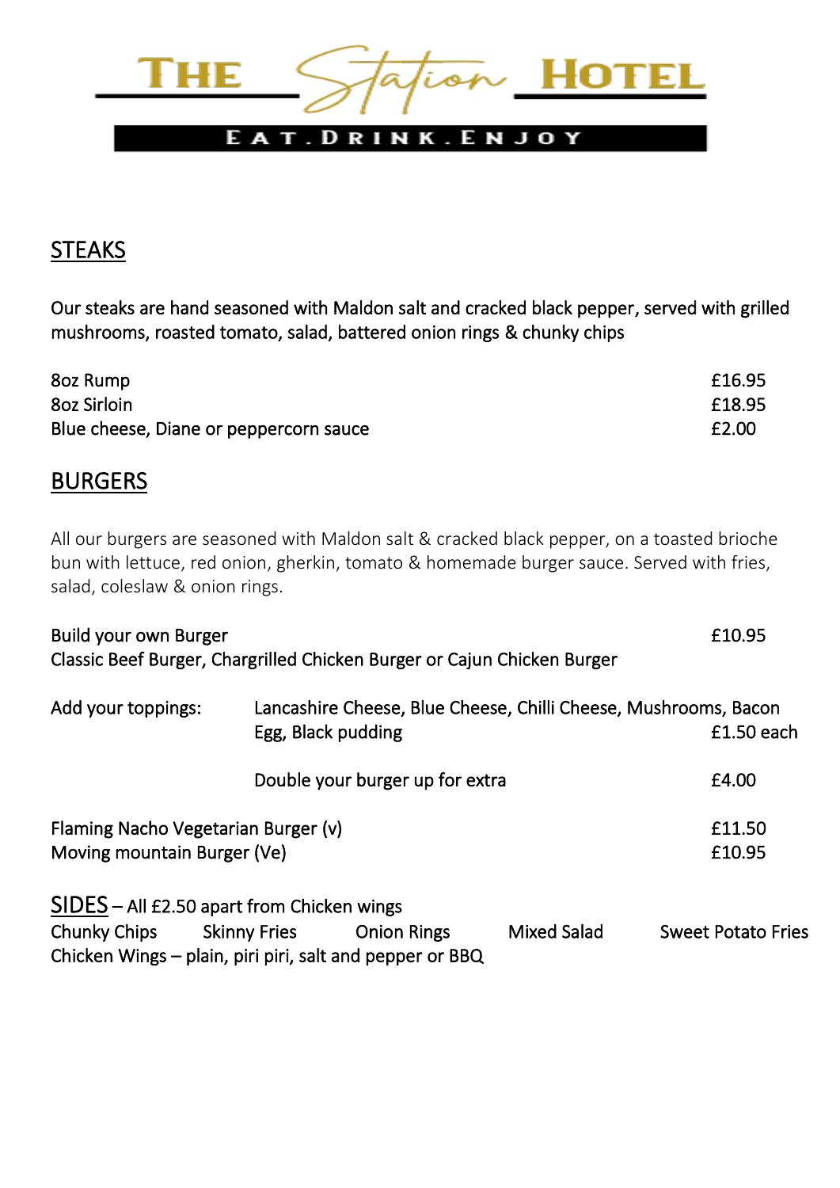# THE Station HOTEL

EAT.DRINK.ENJOY

## STEAKS

Our steaks are hand seasoned with Maldon salt and cracked black pepper, served with grilled mushrooms, roasted tomato, salad, battered onion rings & chunky chips

| | |
|---|---|
| 8oz Rump | £16.95 |
| 8oz Sirloin | £18.95 |
| Blue cheese, Diane or peppercorn sauce | £2.00 |

## BURGERS

All our burgers are seasoned with Maldon salt & cracked black pepper, on a toasted brioche bun with lettuce, red onion, gherkin, tomato & homemade burger sauce. Served with fries, salad, coleslaw & onion rings.

Build your own Burger — £10.95

Classic Beef Burger, Chargrilled Chicken Burger or Cajun Chicken Burger

Add your toppings: Lancashire Cheese, Blue Cheese, Chilli Cheese, Mushrooms, Bacon Egg, Black pudding — £1.50 each

Double your burger up for extra — £4.00

| | |
|---|---|
| Flaming Nacho Vegetarian Burger (v) | £11.50 |
| Moving mountain Burger (Ve) | £10.95 |

## SIDES – All £2.50 apart from Chicken wings

Chunky Chips  Skinny Fries  Onion Rings  Mixed Salad  Sweet Potato Fries

Chicken Wings – plain, piri piri, salt and pepper or BBQ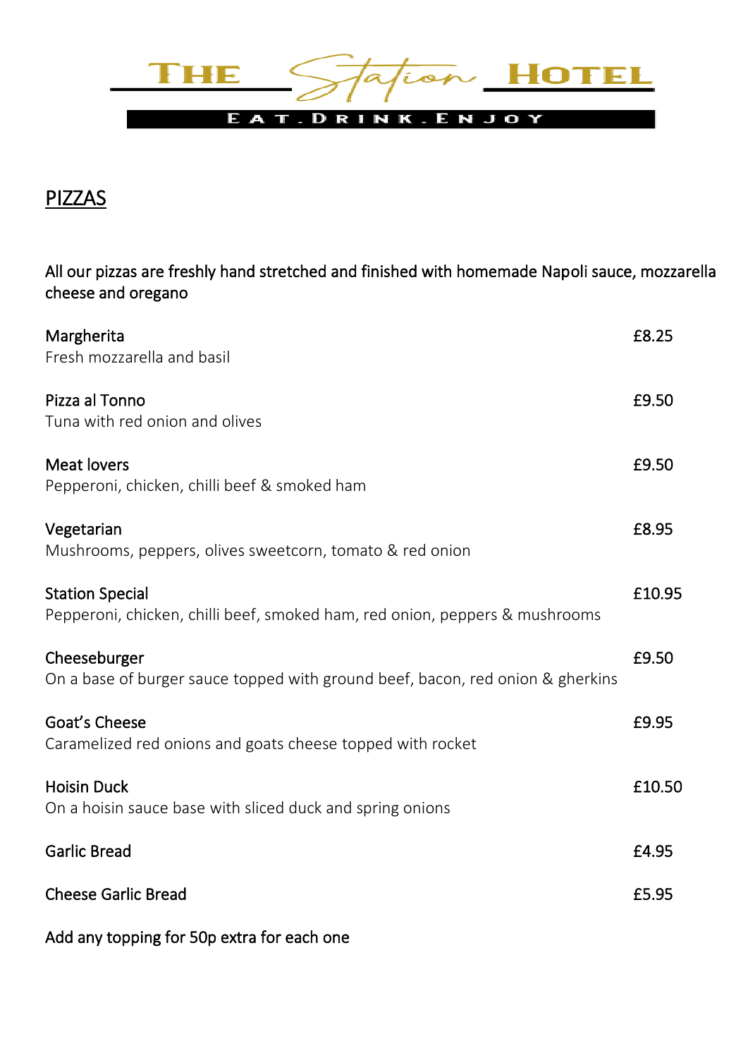# THE Station HOTEL

EAT.DRINK.ENJOY

## PIZZAS

All our pizzas are freshly hand stretched and finished with homemade Napoli sauce, mozzarella cheese and oregano

| | |
|---|---|
| **Margherita**<br>Fresh mozzarella and basil | £8.25 |
| **Pizza al Tonno**<br>Tuna with red onion and olives | £9.50 |
| **Meat lovers**<br>Pepperoni, chicken, chilli beef & smoked ham | £9.50 |
| **Vegetarian**<br>Mushrooms, peppers, olives sweetcorn, tomato & red onion | £8.95 |
| **Station Special**<br>Pepperoni, chicken, chilli beef, smoked ham, red onion, peppers & mushrooms | £10.95 |
| **Cheeseburger**<br>On a base of burger sauce topped with ground beef, bacon, red onion & gherkins | £9.50 |
| **Goat's Cheese**<br>Caramelized red onions and goats cheese topped with rocket | £9.95 |
| **Hoisin Duck**<br>On a hoisin sauce base with sliced duck and spring onions | £10.50 |
| **Garlic Bread** | £4.95 |
| **Cheese Garlic Bread** | £5.95 |

Add any topping for 50p extra for each one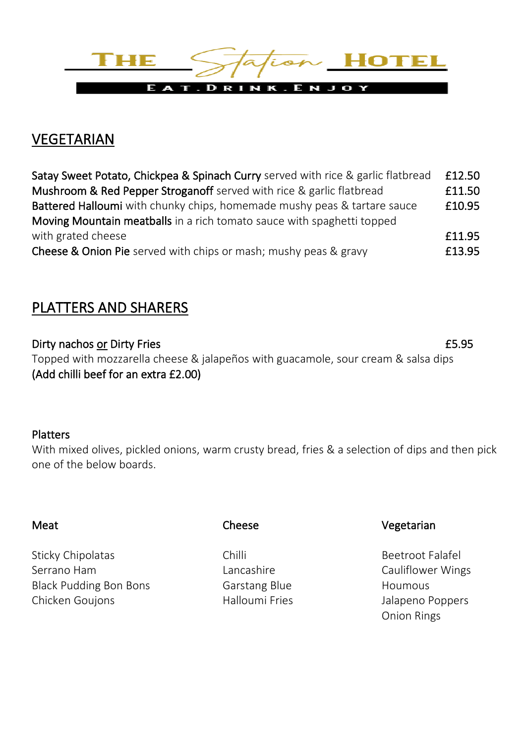# THE Station HOTEL

EAT. DRINK. ENJOY

## VEGETARIAN

**Satay Sweet Potato, Chickpea & Spinach Curry** served with rice & garlic flatbread £12.50
**Mushroom & Red Pepper Stroganoff** served with rice & garlic flatbread £11.50
**Battered Halloumi** with chunky chips, homemade mushy peas & tartare sauce £10.95
**Moving Mountain meatballs** in a rich tomato sauce with spaghetti topped with grated cheese £11.95
**Cheese & Onion Pie** served with chips or mash; mushy peas & gravy £13.95

## PLATTERS AND SHARERS

**Dirty nachos or Dirty Fries** £5.95
Topped with mozzarella cheese & jalapeños with guacamole, sour cream & salsa dips
**(Add chilli beef for an extra £2.00)**

**Platters**
With mixed olives, pickled onions, warm crusty bread, fries & a selection of dips and then pick one of the below boards.

| Meat | Cheese | Vegetarian |
|---|---|---|
| Sticky Chipolatas | Chilli | Beetroot Falafel |
| Serrano Ham | Lancashire | Cauliflower Wings |
| Black Pudding Bon Bons | Garstang Blue | Houmous |
| Chicken Goujons | Halloumi Fries | Jalapeno Poppers |
| | | Onion Rings |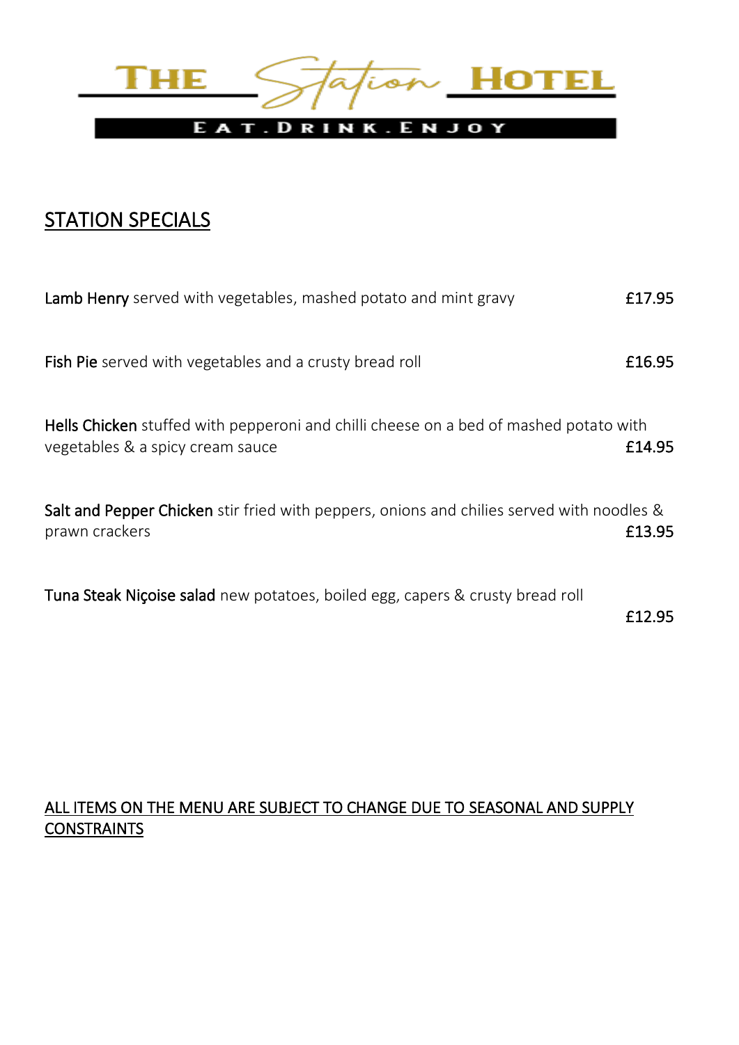# THE *Station* HOTEL

EAT.DRINK.ENJOY

## STATION SPECIALS

**Lamb Henry** served with vegetables, mashed potato and mint gravy **£17.95**

**Fish Pie** served with vegetables and a crusty bread roll **£16.95**

**Hells Chicken** stuffed with pepperoni and chilli cheese on a bed of mashed potato with vegetables & a spicy cream sauce **£14.95**

**Salt and Pepper Chicken** stir fried with peppers, onions and chilies served with noodles & prawn crackers **£13.95**

**Tuna Steak Niçoise salad** new potatoes, boiled egg, capers & crusty bread roll **£12.95**

ALL ITEMS ON THE MENU ARE SUBJECT TO CHANGE DUE TO SEASONAL AND SUPPLY CONSTRAINTS